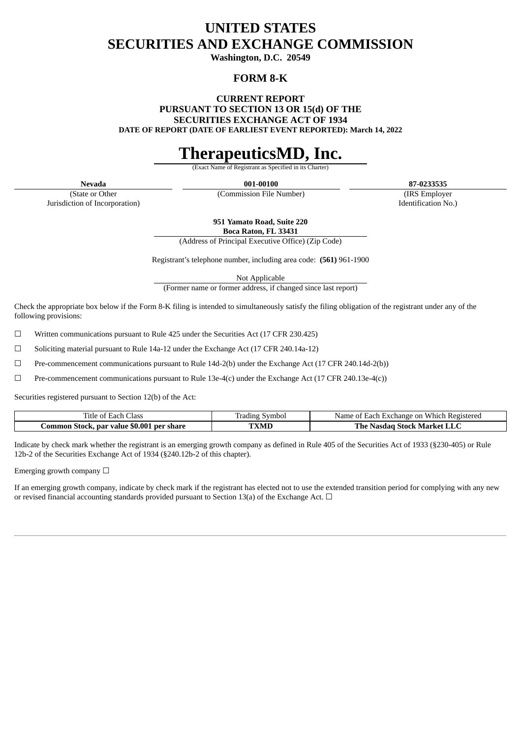# UNITED STATES
# SECURITIES AND EXCHANGE COMMISSION

**Washington, D.C. 20549**

## FORM 8-K

**CURRENT REPORT**
**PURSUANT TO SECTION 13 OR 15(d) OF THE**
**SECURITIES EXCHANGE ACT OF 1934**
**DATE OF REPORT (DATE OF EARLIEST EVENT REPORTED): March 14, 2022**

# TherapeuticsMD, Inc.

(Exact Name of Registrant as Specified in its Charter)

| **Nevada** | **001-00100** | **87-0233535** |
| --- | --- | --- |
| (State or Other Jurisdiction of Incorporation) | (Commission File Number) | (IRS Employer Identification No.) |

**951 Yamato Road, Suite 220**
**Boca Raton, FL 33431**
(Address of Principal Executive Office) (Zip Code)

Registrant's telephone number, including area code: **(561)** 961-1900

Not Applicable
(Former name or former address, if changed since last report)

Check the appropriate box below if the Form 8-K filing is intended to simultaneously satisfy the filing obligation of the registrant under any of the following provisions:

☐ Written communications pursuant to Rule 425 under the Securities Act (17 CFR 230.425)

☐ Soliciting material pursuant to Rule 14a-12 under the Exchange Act (17 CFR 240.14a-12)

☐ Pre-commencement communications pursuant to Rule 14d-2(b) under the Exchange Act (17 CFR 240.14d-2(b))

☐ Pre-commencement communications pursuant to Rule 13e-4(c) under the Exchange Act (17 CFR 240.13e-4(c))

Securities registered pursuant to Section 12(b) of the Act:

| Title of Each Class | Trading Symbol | Name of Each Exchange on Which Registered |
| --- | --- | --- |
| **Common Stock, par value $0.001 per share** | **TXMD** | **The Nasdaq Stock Market LLC** |

Indicate by check mark whether the registrant is an emerging growth company as defined in Rule 405 of the Securities Act of 1933 (§230-405) or Rule 12b-2 of the Securities Exchange Act of 1934 (§240.12b-2 of this chapter).

Emerging growth company ☐

If an emerging growth company, indicate by check mark if the registrant has elected not to use the extended transition period for complying with any new or revised financial accounting standards provided pursuant to Section 13(a) of the Exchange Act. ☐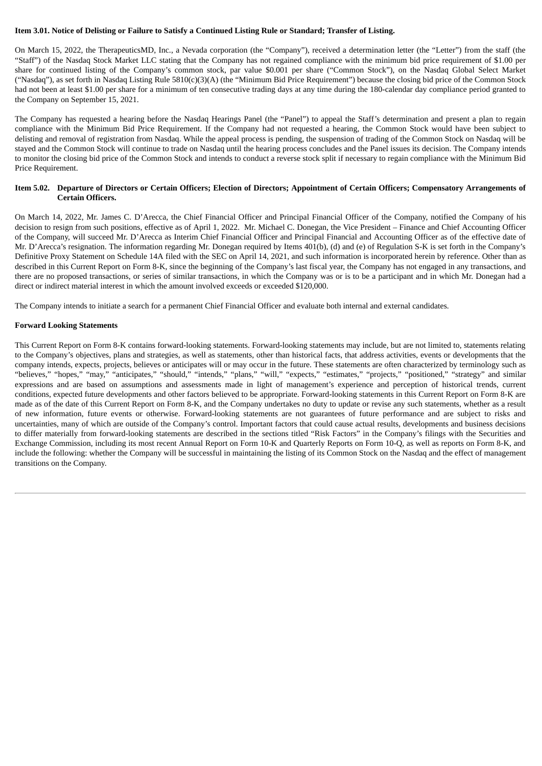**Item 3.01. Notice of Delisting or Failure to Satisfy a Continued Listing Rule or Standard; Transfer of Listing.**

On March 15, 2022, the TherapeuticsMD, Inc., a Nevada corporation (the "Company"), received a determination letter (the "Letter") from the staff (the "Staff") of the Nasdaq Stock Market LLC stating that the Company has not regained compliance with the minimum bid price requirement of $1.00 per share for continued listing of the Company's common stock, par value $0.001 per share ("Common Stock"), on the Nasdaq Global Select Market ("Nasdaq"), as set forth in Nasdaq Listing Rule 5810(c)(3)(A) (the "Minimum Bid Price Requirement") because the closing bid price of the Common Stock had not been at least $1.00 per share for a minimum of ten consecutive trading days at any time during the 180-calendar day compliance period granted to the Company on September 15, 2021.

The Company has requested a hearing before the Nasdaq Hearings Panel (the "Panel") to appeal the Staff's determination and present a plan to regain compliance with the Minimum Bid Price Requirement. If the Company had not requested a hearing, the Common Stock would have been subject to delisting and removal of registration from Nasdaq. While the appeal process is pending, the suspension of trading of the Common Stock on Nasdaq will be stayed and the Common Stock will continue to trade on Nasdaq until the hearing process concludes and the Panel issues its decision. The Company intends to monitor the closing bid price of the Common Stock and intends to conduct a reverse stock split if necessary to regain compliance with the Minimum Bid Price Requirement.

**Item 5.02. Departure of Directors or Certain Officers; Election of Directors; Appointment of Certain Officers; Compensatory Arrangements of Certain Officers.**

On March 14, 2022, Mr. James C. D'Arecca, the Chief Financial Officer and Principal Financial Officer of the Company, notified the Company of his decision to resign from such positions, effective as of April 1, 2022. Mr. Michael C. Donegan, the Vice President – Finance and Chief Accounting Officer of the Company, will succeed Mr. D'Arecca as Interim Chief Financial Officer and Principal Financial and Accounting Officer as of the effective date of Mr. D'Arecca's resignation. The information regarding Mr. Donegan required by Items 401(b), (d) and (e) of Regulation S-K is set forth in the Company's Definitive Proxy Statement on Schedule 14A filed with the SEC on April 14, 2021, and such information is incorporated herein by reference. Other than as described in this Current Report on Form 8-K, since the beginning of the Company's last fiscal year, the Company has not engaged in any transactions, and there are no proposed transactions, or series of similar transactions, in which the Company was or is to be a participant and in which Mr. Donegan had a direct or indirect material interest in which the amount involved exceeds or exceeded $120,000.

The Company intends to initiate a search for a permanent Chief Financial Officer and evaluate both internal and external candidates.

**Forward Looking Statements**

This Current Report on Form 8-K contains forward-looking statements. Forward-looking statements may include, but are not limited to, statements relating to the Company's objectives, plans and strategies, as well as statements, other than historical facts, that address activities, events or developments that the company intends, expects, projects, believes or anticipates will or may occur in the future. These statements are often characterized by terminology such as "believes," "hopes," "may," "anticipates," "should," "intends," "plans," "will," "expects," "estimates," "projects," "positioned," "strategy" and similar expressions and are based on assumptions and assessments made in light of management's experience and perception of historical trends, current conditions, expected future developments and other factors believed to be appropriate. Forward-looking statements in this Current Report on Form 8-K are made as of the date of this Current Report on Form 8-K, and the Company undertakes no duty to update or revise any such statements, whether as a result of new information, future events or otherwise. Forward-looking statements are not guarantees of future performance and are subject to risks and uncertainties, many of which are outside of the Company's control. Important factors that could cause actual results, developments and business decisions to differ materially from forward-looking statements are described in the sections titled "Risk Factors" in the Company's filings with the Securities and Exchange Commission, including its most recent Annual Report on Form 10-K and Quarterly Reports on Form 10-Q, as well as reports on Form 8-K, and include the following: whether the Company will be successful in maintaining the listing of its Common Stock on the Nasdaq and the effect of management transitions on the Company.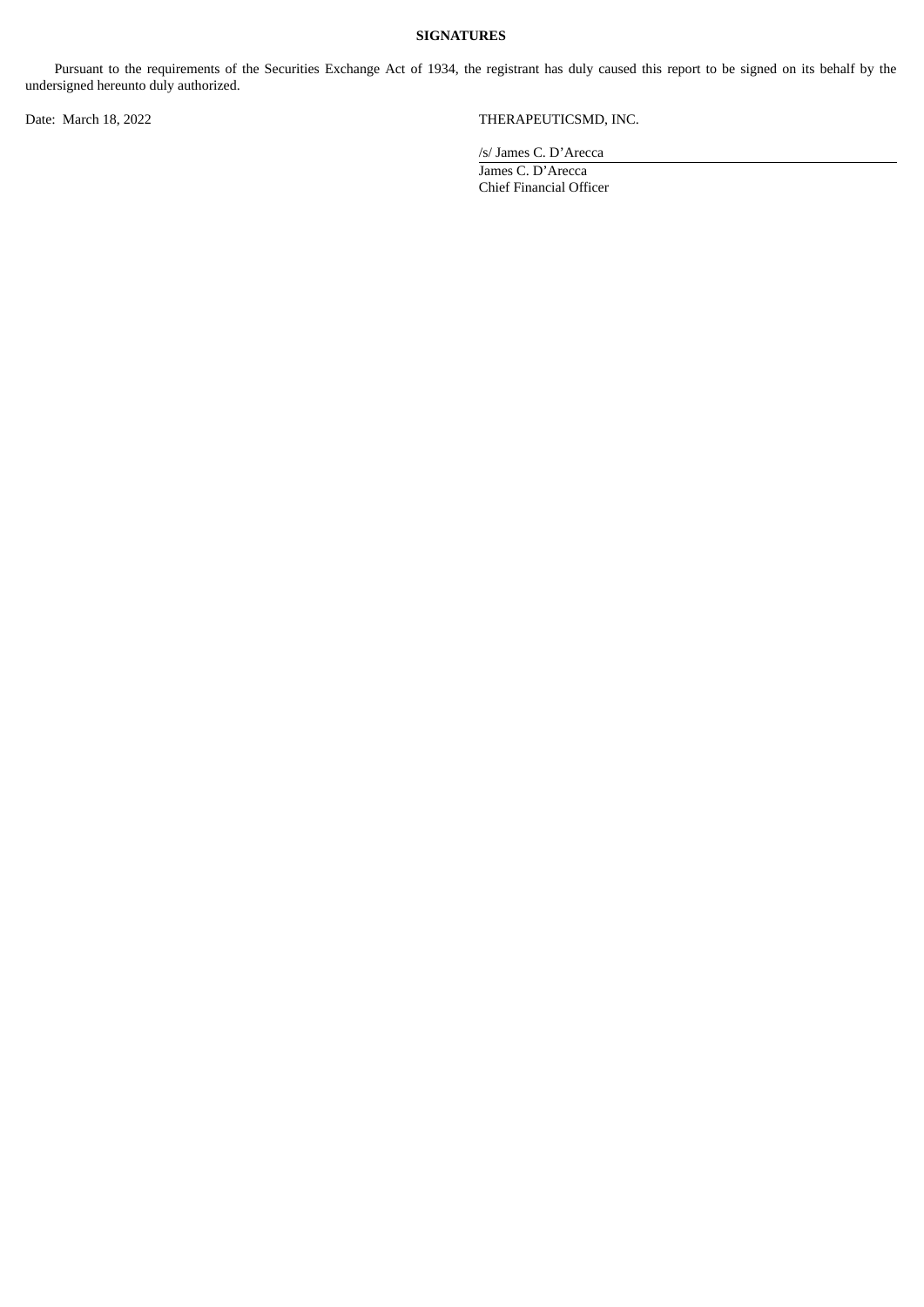**SIGNATURES**

Pursuant to the requirements of the Securities Exchange Act of 1934, the registrant has duly caused this report to be signed on its behalf by the undersigned hereunto duly authorized.

Date: March 18, 2022

THERAPEUTICSMD, INC.

/s/ James C. D'Arecca

James C. D'Arecca
Chief Financial Officer